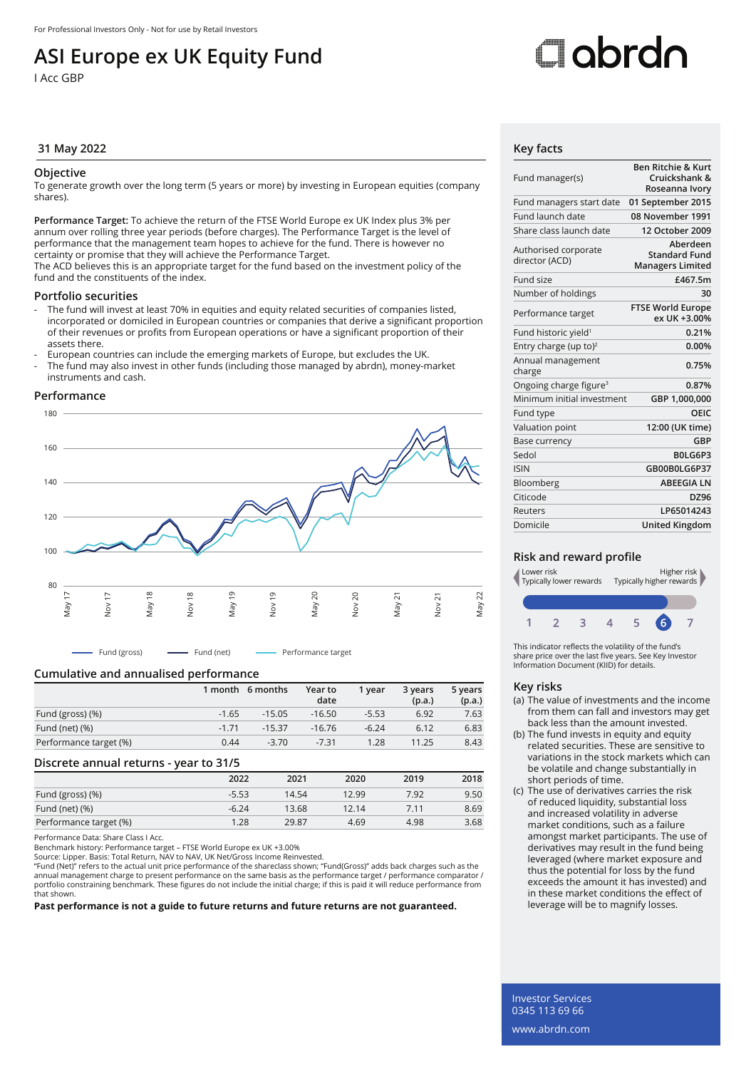For Professional Investors Only - Not for use by Retail Investors

# ASI Europe ex UK Equity Fund

I Acc GBP

abrdn

31 May 2022

## Objective

To generate growth over the long term (5 years or more) by investing in European equities (company shares).

**Performance Target:** To achieve the return of the FTSE World Europe ex UK Index plus 3% per annum over rolling three year periods (before charges). The Performance Target is the level of performance that the management team hopes to achieve for the fund. There is however no certainty or promise that they will achieve the Performance Target.

The ACD believes this is an appropriate target for the fund based on the investment policy of the fund and the constituents of the index.

## Portfolio securities

- The fund will invest at least 70% in equities and equity related securities of companies listed, incorporated or domiciled in European countries or companies that derive a significant proportion of their revenues or profits from European operations or have a significant proportion of their assets there.
- European countries can include the emerging markets of Europe, but excludes the UK.
- The fund may also invest in other funds (including those managed by abrdn), money-market instruments and cash.

## Performance

Fund (gross) — Fund (net) — Performance target

## Cumulative and annualised performance

| | 1 month | 6 months | Year to date | 1 year | 3 years (p.a.) | 5 years (p.a.) |
|---|---|---|---|---|---|---|
| Fund (gross) (%) | -1.65 | -15.05 | -16.50 | -5.53 | 6.92 | 7.63 |
| Fund (net) (%) | -1.71 | -15.37 | -16.76 | -6.24 | 6.12 | 6.83 |
| Performance target (%) | 0.44 | -3.70 | -7.31 | 1.28 | 11.25 | 8.43 |

## Discrete annual returns - year to 31/5

| | 2022 | 2021 | 2020 | 2019 | 2018 |
|---|---|---|---|---|---|
| Fund (gross) (%) | -5.53 | 14.54 | 12.99 | 7.92 | 9.50 |
| Fund (net) (%) | -6.24 | 13.68 | 12.14 | 7.11 | 8.69 |
| Performance target (%) | 1.28 | 29.87 | 4.69 | 4.98 | 3.68 |

Performance Data: Share Class I Acc.
Benchmark history: Performance target – FTSE World Europe ex UK +3.00%
Source: Lipper. Basis: Total Return, NAV to NAV, UK Net/Gross Income Reinvested.
"Fund (Net)" refers to the actual unit price performance of the shareclass shown; "Fund(Gross)" adds back charges such as the annual management charge to present performance on the same basis as the performance target / performance comparator / portfolio constraining benchmark. These figures do not include the initial charge; if this is paid it will reduce performance from that shown.

**Past performance is not a guide to future returns and future returns are not guaranteed.**

## Key facts

| | |
|---|---|
| Fund manager(s) | Ben Ritchie & Kurt Cruickshank & Roseanna Ivory |
| Fund managers start date | 01 September 2015 |
| Fund launch date | 08 November 1991 |
| Share class launch date | 12 October 2009 |
| Authorised corporate director (ACD) | Aberdeen Standard Fund Managers Limited |
| Fund size | £467.5m |
| Number of holdings | 30 |
| Performance target | FTSE World Europe ex UK +3.00% |
| Fund historic yield[1] | 0.21% |
| Entry charge (up to)[2] | 0.00% |
| Annual management charge | 0.75% |
| Ongoing charge figure[3] | 0.87% |
| Minimum initial investment | GBP 1,000,000 |
| Fund type | OEIC |
| Valuation point | 12:00 (UK time) |
| Base currency | GBP |
| Sedol | B0LG6P3 |
| ISIN | GB00B0LG6P37 |
| Bloomberg | ABEEGIA LN |
| Citicode | DZ96 |
| Reuters | LP65014243 |
| Domicile | United Kingdom |

## Risk and reward profile

Lower risk — Typically lower rewards | Higher risk — Typically higher rewards

1 2 3 4 5 **6** 7

This indicator reflects the volatility of the fund's share price over the last five years. See Key Investor Information Document (KIID) for details.

## Key risks

(a) The value of investments and the income from them can fall and investors may get back less than the amount invested.
(b) The fund invests in equity and equity related securities. These are sensitive to variations in the stock markets which can be volatile and change substantially in short periods of time.
(c) The use of derivatives carries the risk of reduced liquidity, substantial loss and increased volatility in adverse market conditions, such as a failure amongst market participants. The use of derivatives may result in the fund being leveraged (where market exposure and thus the potential for loss by the fund exceeds the amount it has invested) and in these market conditions the effect of leverage will be to magnify losses.

Investor Services
0345 113 69 66
www.abrdn.com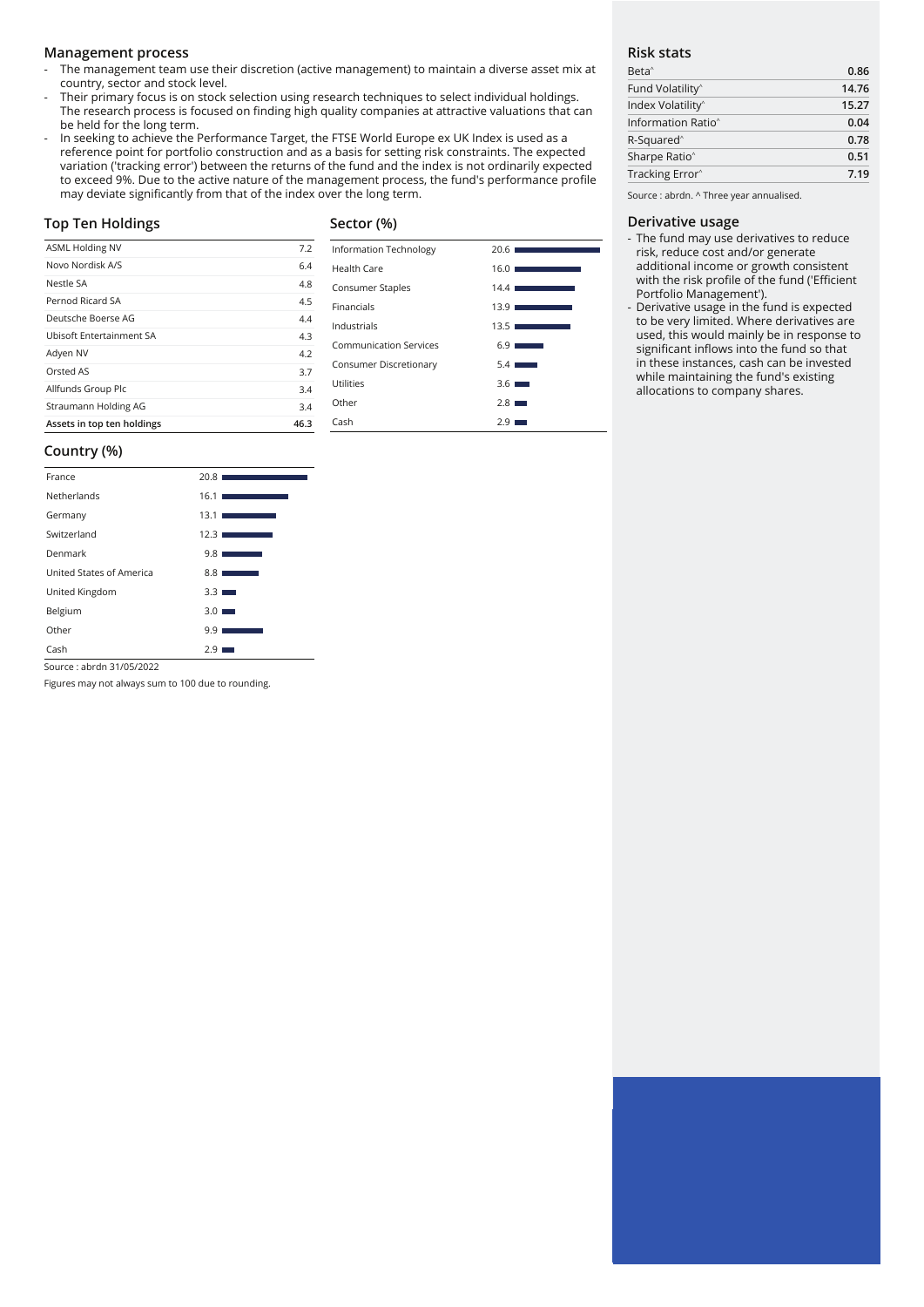## Management process

- The management team use their discretion (active management) to maintain a diverse asset mix at country, sector and stock level.
- Their primary focus is on stock selection using research techniques to select individual holdings. The research process is focused on finding high quality companies at attractive valuations that can be held for the long term.
- In seeking to achieve the Performance Target, the FTSE World Europe ex UK Index is used as a reference point for portfolio construction and as a basis for setting risk constraints. The expected variation ('tracking error') between the returns of the fund and the index is not ordinarily expected to exceed 9%. Due to the active nature of the management process, the fund's performance profile may deviate significantly from that of the index over the long term.

## Top Ten Holdings

| | |
|---|---|
| ASML Holding NV | 7.2 |
| Novo Nordisk A/S | 6.4 |
| Nestle SA | 4.8 |
| Pernod Ricard SA | 4.5 |
| Deutsche Boerse AG | 4.4 |
| Ubisoft Entertainment SA | 4.3 |
| Adyen NV | 4.2 |
| Orsted AS | 3.7 |
| Allfunds Group Plc | 3.4 |
| Straumann Holding AG | 3.4 |
| **Assets in top ten holdings** | **46.3** |

## Sector (%)

| | |
|---|---|
| Information Technology | 20.6 |
| Health Care | 16.0 |
| Consumer Staples | 14.4 |
| Financials | 13.9 |
| Industrials | 13.5 |
| Communication Services | 6.9 |
| Consumer Discretionary | 5.4 |
| Utilities | 3.6 |
| Other | 2.8 |
| Cash | 2.9 |

## Country (%)

| | |
|---|---|
| France | 20.8 |
| Netherlands | 16.1 |
| Germany | 13.1 |
| Switzerland | 12.3 |
| Denmark | 9.8 |
| United States of America | 8.8 |
| United Kingdom | 3.3 |
| Belgium | 3.0 |
| Other | 9.9 |
| Cash | 2.9 |

Source : abrdn 31/05/2022

Figures may not always sum to 100 due to rounding.

## Risk stats

| | |
|---|---|
| Beta^ | **0.86** |
| Fund Volatility^ | **14.76** |
| Index Volatility^ | **15.27** |
| Information Ratio^ | **0.04** |
| R-Squared^ | **0.78** |
| Sharpe Ratio^ | **0.51** |
| Tracking Error^ | **7.19** |

Source : abrdn. ^ Three year annualised.

## Derivative usage

- The fund may use derivatives to reduce risk, reduce cost and/or generate additional income or growth consistent with the risk profile of the fund ('Efficient Portfolio Management').
- Derivative usage in the fund is expected to be very limited. Where derivatives are used, this would mainly be in response to significant inflows into the fund so that in these instances, cash can be invested while maintaining the fund's existing allocations to company shares.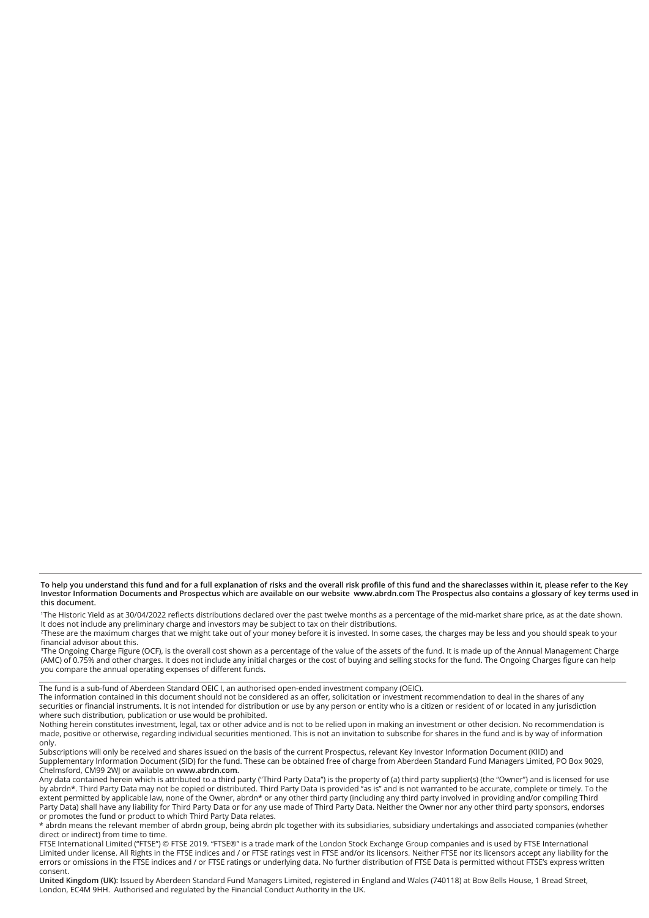**To help you understand this fund and for a full explanation of risks and the overall risk profile of this fund and the shareclasses within it, please refer to the Key Investor Information Documents and Prospectus which are available on our website www.abrdn.com The Prospectus also contains a glossary of key terms used in this document.**

[1]The Historic Yield as at 30/04/2022 reflects distributions declared over the past twelve months as a percentage of the mid-market share price, as at the date shown. It does not include any preliminary charge and investors may be subject to tax on their distributions.

[2]These are the maximum charges that we might take out of your money before it is invested. In some cases, the charges may be less and you should speak to your financial advisor about this.

[3]The Ongoing Charge Figure (OCF), is the overall cost shown as a percentage of the value of the assets of the fund. It is made up of the Annual Management Charge (AMC) of 0.75% and other charges. It does not include any initial charges or the cost of buying and selling stocks for the fund. The Ongoing Charges figure can help you compare the annual operating expenses of different funds.

The fund is a sub-fund of Aberdeen Standard OEIC I, an authorised open-ended investment company (OEIC).

The information contained in this document should not be considered as an offer, solicitation or investment recommendation to deal in the shares of any securities or financial instruments. It is not intended for distribution or use by any person or entity who is a citizen or resident of or located in any jurisdiction where such distribution, publication or use would be prohibited.

Nothing herein constitutes investment, legal, tax or other advice and is not to be relied upon in making an investment or other decision. No recommendation is made, positive or otherwise, regarding individual securities mentioned. This is not an invitation to subscribe for shares in the fund and is by way of information only.

Subscriptions will only be received and shares issued on the basis of the current Prospectus, relevant Key Investor Information Document (KIID) and Supplementary Information Document (SID) for the fund. These can be obtained free of charge from Aberdeen Standard Fund Managers Limited, PO Box 9029, Chelmsford, CM99 2WJ or available on **www.abrdn.com.**

Any data contained herein which is attributed to a third party ("Third Party Data") is the property of (a) third party supplier(s) (the "Owner") and is licensed for use by abrdn*. Third Party Data may not be copied or distributed. Third Party Data is provided "as is" and is not warranted to be accurate, complete or timely. To the extent permitted by applicable law, none of the Owner, abrdn* or any other third party (including any third party involved in providing and/or compiling Third Party Data) shall have any liability for Third Party Data or for any use made of Third Party Data. Neither the Owner nor any other third party sponsors, endorses or promotes the fund or product to which Third Party Data relates.

* abrdn means the relevant member of abrdn group, being abrdn plc together with its subsidiaries, subsidiary undertakings and associated companies (whether direct or indirect) from time to time.

FTSE International Limited ("FTSE") © FTSE 2019. "FTSE®" is a trade mark of the London Stock Exchange Group companies and is used by FTSE International Limited under license. All Rights in the FTSE indices and / or FTSE ratings vest in FTSE and/or its licensors. Neither FTSE nor its licensors accept any liability for the errors or omissions in the FTSE indices and / or FTSE ratings or underlying data. No further distribution of FTSE Data is permitted without FTSE's express written consent.

**United Kingdom (UK):** Issued by Aberdeen Standard Fund Managers Limited, registered in England and Wales (740118) at Bow Bells House, 1 Bread Street, London, EC4M 9HH. Authorised and regulated by the Financial Conduct Authority in the UK.